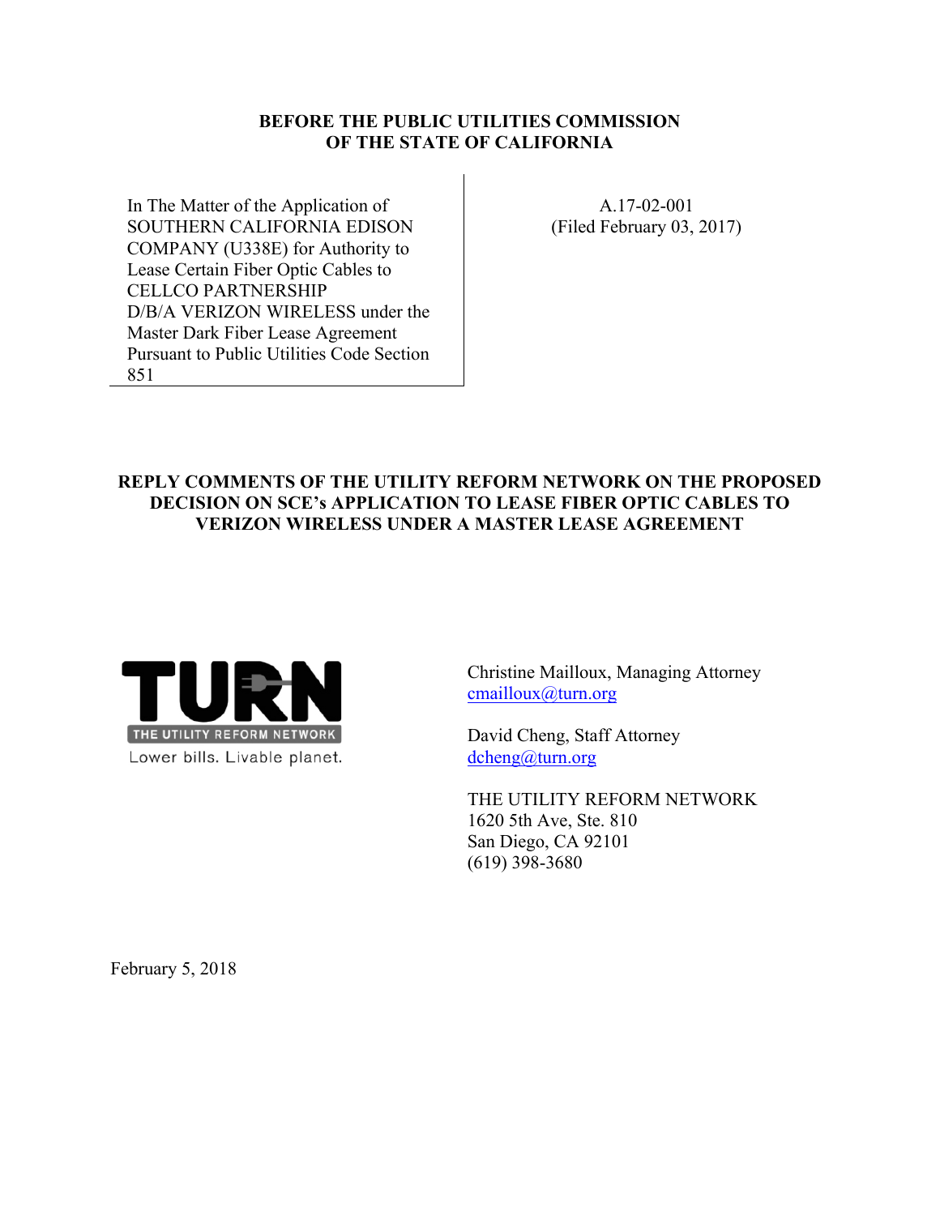**BEFORE THE PUBLIC UTILITIES COMMISSION OF THE STATE OF CALIFORNIA**

| | |
|---|---|
| In The Matter of the Application of SOUTHERN CALIFORNIA EDISON COMPANY (U338E) for Authority to Lease Certain Fiber Optic Cables to CELLCO PARTNERSHIP D/B/A VERIZON WIRELESS under the Master Dark Fiber Lease Agreement Pursuant to Public Utilities Code Section 851 | A.17-02-001 (Filed February 03, 2017) |

**REPLY COMMENTS OF THE UTILITY REFORM NETWORK ON THE PROPOSED DECISION ON SCE's APPLICATION TO LEASE FIBER OPTIC CABLES TO VERIZON WIRELESS UNDER A MASTER LEASE AGREEMENT**

TURN
THE UTILITY REFORM NETWORK
Lower bills. Livable planet.

Christine Mailloux, Managing Attorney
cmailloux@turn.org

David Cheng, Staff Attorney
dcheng@turn.org

THE UTILITY REFORM NETWORK
1620 5th Ave, Ste. 810
San Diego, CA 92101
(619) 398-3680

February 5, 2018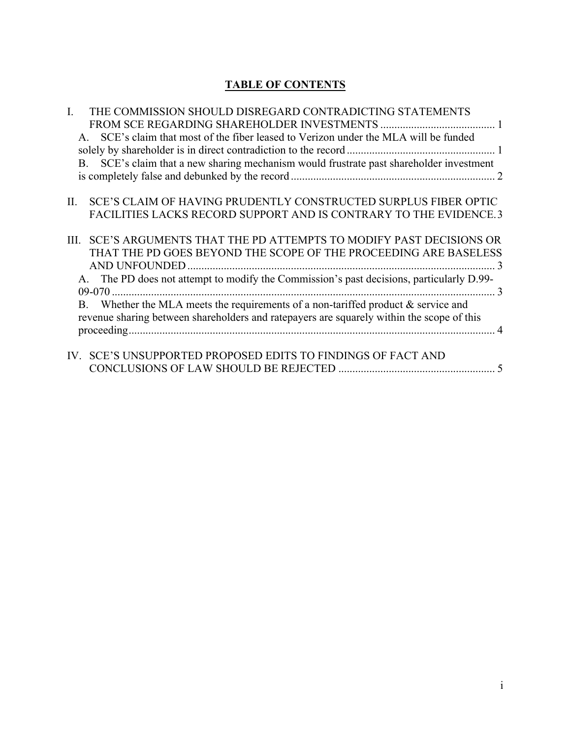## TABLE OF CONTENTS

I. THE COMMISSION SHOULD DISREGARD CONTRADICTING STATEMENTS FROM SCE REGARDING SHAREHOLDER INVESTMENTS ........................................ 1

A. SCE's claim that most of the fiber leased to Verizon under the MLA will be funded solely by shareholder is in direct contradiction to the record ..................................................... 1

B. SCE's claim that a new sharing mechanism would frustrate past shareholder investment is completely false and debunked by the record .......................................................................... 2

II. SCE'S CLAIM OF HAVING PRUDENTLY CONSTRUCTED SURPLUS FIBER OPTIC FACILITIES LACKS RECORD SUPPORT AND IS CONTRARY TO THE EVIDENCE. 3

III. SCE'S ARGUMENTS THAT THE PD ATTEMPTS TO MODIFY PAST DECISIONS OR THAT THE PD GOES BEYOND THE SCOPE OF THE PROCEEDING ARE BASELESS AND UNFOUNDED .............................................................................................................. 3

A. The PD does not attempt to modify the Commission's past decisions, particularly D.99-09-070 .......................................................................................................................................... 3

B. Whether the MLA meets the requirements of a non-tariffed product & service and revenue sharing between shareholders and ratepayers are squarely within the scope of this proceeding ................................................................................................................................... 4

IV. SCE'S UNSUPPORTED PROPOSED EDITS TO FINDINGS OF FACT AND CONCLUSIONS OF LAW SHOULD BE REJECTED ........................................................ 5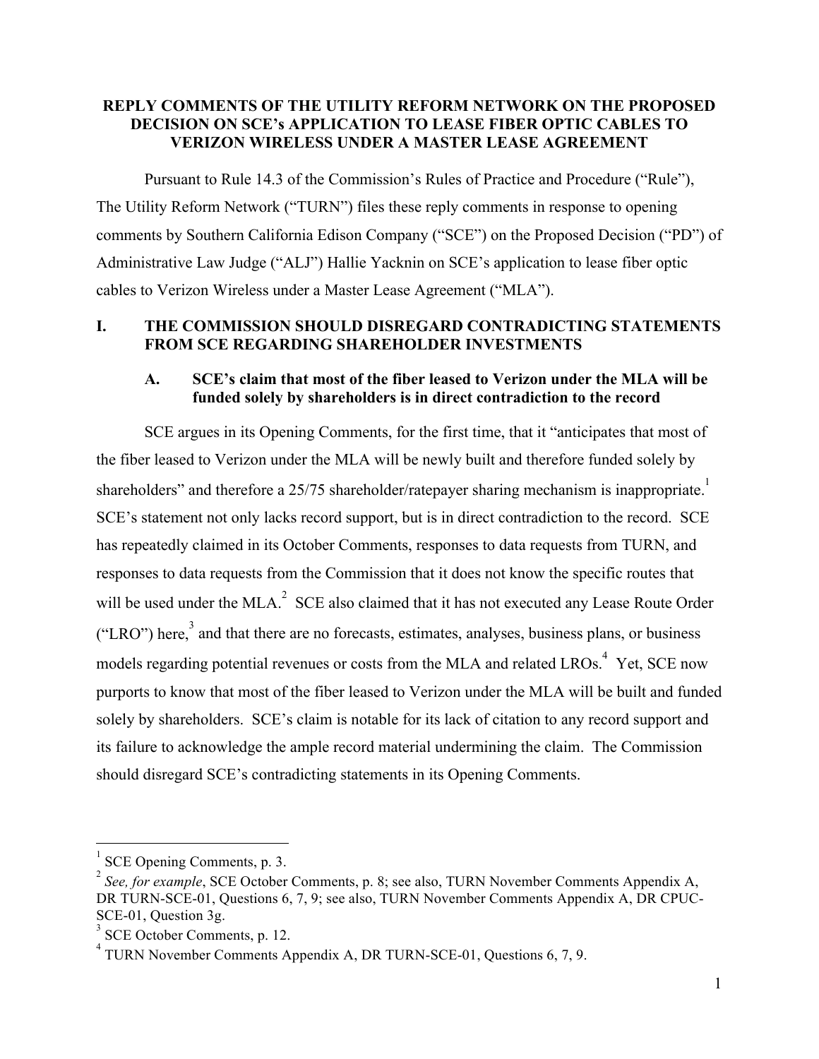**REPLY COMMENTS OF THE UTILITY REFORM NETWORK ON THE PROPOSED DECISION ON SCE's APPLICATION TO LEASE FIBER OPTIC CABLES TO VERIZON WIRELESS UNDER A MASTER LEASE AGREEMENT**

Pursuant to Rule 14.3 of the Commission's Rules of Practice and Procedure ("Rule"), The Utility Reform Network ("TURN") files these reply comments in response to opening comments by Southern California Edison Company ("SCE") on the Proposed Decision ("PD") of Administrative Law Judge ("ALJ") Hallie Yacknin on SCE's application to lease fiber optic cables to Verizon Wireless under a Master Lease Agreement ("MLA").

## I. THE COMMISSION SHOULD DISREGARD CONTRADICTING STATEMENTS FROM SCE REGARDING SHAREHOLDER INVESTMENTS

### A. SCE's claim that most of the fiber leased to Verizon under the MLA will be funded solely by shareholders is in direct contradiction to the record

SCE argues in its Opening Comments, for the first time, that it "anticipates that most of the fiber leased to Verizon under the MLA will be newly built and therefore funded solely by shareholders" and therefore a 25/75 shareholder/ratepayer sharing mechanism is inappropriate.[1] SCE's statement not only lacks record support, but is in direct contradiction to the record. SCE has repeatedly claimed in its October Comments, responses to data requests from TURN, and responses to data requests from the Commission that it does not know the specific routes that will be used under the MLA.[2] SCE also claimed that it has not executed any Lease Route Order ("LRO") here,[3] and that there are no forecasts, estimates, analyses, business plans, or business models regarding potential revenues or costs from the MLA and related LROs.[4] Yet, SCE now purports to know that most of the fiber leased to Verizon under the MLA will be built and funded solely by shareholders. SCE's claim is notable for its lack of citation to any record support and its failure to acknowledge the ample record material undermining the claim. The Commission should disregard SCE's contradicting statements in its Opening Comments.

---

[1] SCE Opening Comments, p. 3.

[2] *See, for example*, SCE October Comments, p. 8; see also, TURN November Comments Appendix A, DR TURN-SCE-01, Questions 6, 7, 9; see also, TURN November Comments Appendix A, DR CPUC-SCE-01, Question 3g.

[3] SCE October Comments, p. 12.

[4] TURN November Comments Appendix A, DR TURN-SCE-01, Questions 6, 7, 9.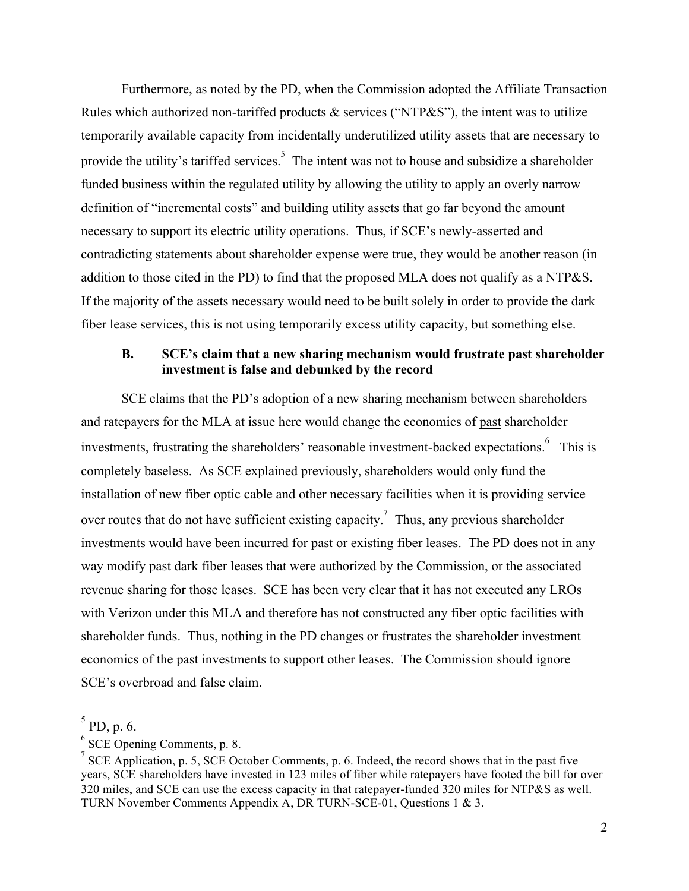Furthermore, as noted by the PD, when the Commission adopted the Affiliate Transaction Rules which authorized non-tariffed products & services ("NTP&S"), the intent was to utilize temporarily available capacity from incidentally underutilized utility assets that are necessary to provide the utility's tariffed services.[5] The intent was not to house and subsidize a shareholder funded business within the regulated utility by allowing the utility to apply an overly narrow definition of "incremental costs" and building utility assets that go far beyond the amount necessary to support its electric utility operations. Thus, if SCE's newly-asserted and contradicting statements about shareholder expense were true, they would be another reason (in addition to those cited in the PD) to find that the proposed MLA does not qualify as a NTP&S. If the majority of the assets necessary would need to be built solely in order to provide the dark fiber lease services, this is not using temporarily excess utility capacity, but something else.

### B. SCE's claim that a new sharing mechanism would frustrate past shareholder investment is false and debunked by the record

SCE claims that the PD's adoption of a new sharing mechanism between shareholders and ratepayers for the MLA at issue here would change the economics of past shareholder investments, frustrating the shareholders' reasonable investment-backed expectations.[6] This is completely baseless. As SCE explained previously, shareholders would only fund the installation of new fiber optic cable and other necessary facilities when it is providing service over routes that do not have sufficient existing capacity.[7] Thus, any previous shareholder investments would have been incurred for past or existing fiber leases. The PD does not in any way modify past dark fiber leases that were authorized by the Commission, or the associated revenue sharing for those leases. SCE has been very clear that it has not executed any LROs with Verizon under this MLA and therefore has not constructed any fiber optic facilities with shareholder funds. Thus, nothing in the PD changes or frustrates the shareholder investment economics of the past investments to support other leases. The Commission should ignore SCE's overbroad and false claim.

---

[5] PD, p. 6.

[6] SCE Opening Comments, p. 8.

[7] SCE Application, p. 5, SCE October Comments, p. 6. Indeed, the record shows that in the past five years, SCE shareholders have invested in 123 miles of fiber while ratepayers have footed the bill for over 320 miles, and SCE can use the excess capacity in that ratepayer-funded 320 miles for NTP&S as well. TURN November Comments Appendix A, DR TURN-SCE-01, Questions 1 & 3.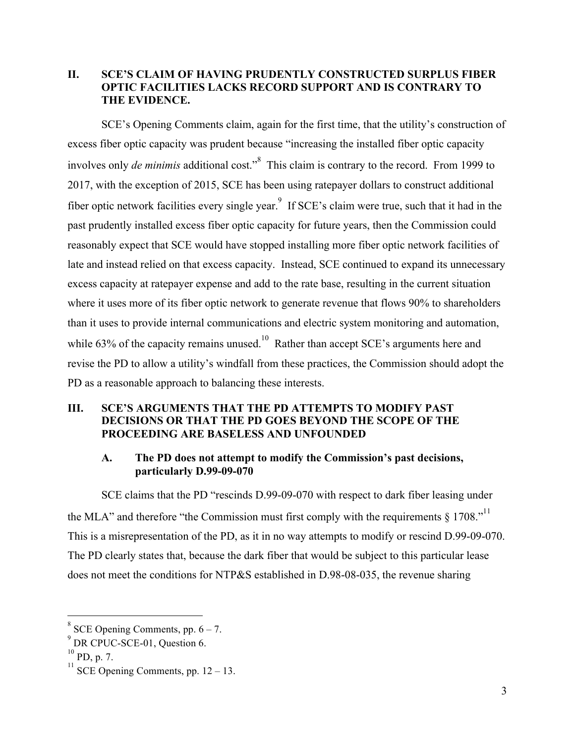## II. SCE'S CLAIM OF HAVING PRUDENTLY CONSTRUCTED SURPLUS FIBER OPTIC FACILITIES LACKS RECORD SUPPORT AND IS CONTRARY TO THE EVIDENCE.

SCE's Opening Comments claim, again for the first time, that the utility's construction of excess fiber optic capacity was prudent because "increasing the installed fiber optic capacity involves only *de minimis* additional cost."[8] This claim is contrary to the record. From 1999 to 2017, with the exception of 2015, SCE has been using ratepayer dollars to construct additional fiber optic network facilities every single year.[9] If SCE's claim were true, such that it had in the past prudently installed excess fiber optic capacity for future years, then the Commission could reasonably expect that SCE would have stopped installing more fiber optic network facilities of late and instead relied on that excess capacity. Instead, SCE continued to expand its unnecessary excess capacity at ratepayer expense and add to the rate base, resulting in the current situation where it uses more of its fiber optic network to generate revenue that flows 90% to shareholders than it uses to provide internal communications and electric system monitoring and automation, while 63% of the capacity remains unused.[10] Rather than accept SCE's arguments here and revise the PD to allow a utility's windfall from these practices, the Commission should adopt the PD as a reasonable approach to balancing these interests.

## III. SCE'S ARGUMENTS THAT THE PD ATTEMPTS TO MODIFY PAST DECISIONS OR THAT THE PD GOES BEYOND THE SCOPE OF THE PROCEEDING ARE BASELESS AND UNFOUNDED

### A. The PD does not attempt to modify the Commission's past decisions, particularly D.99-09-070

SCE claims that the PD "rescinds D.99-09-070 with respect to dark fiber leasing under the MLA" and therefore "the Commission must first comply with the requirements § 1708."[11] This is a misrepresentation of the PD, as it in no way attempts to modify or rescind D.99-09-070. The PD clearly states that, because the dark fiber that would be subject to this particular lease does not meet the conditions for NTP&S established in D.98-08-035, the revenue sharing

---

[8] SCE Opening Comments, pp. 6 – 7.

[9] DR CPUC-SCE-01, Question 6.

[10] PD, p. 7.

[11] SCE Opening Comments, pp. 12 – 13.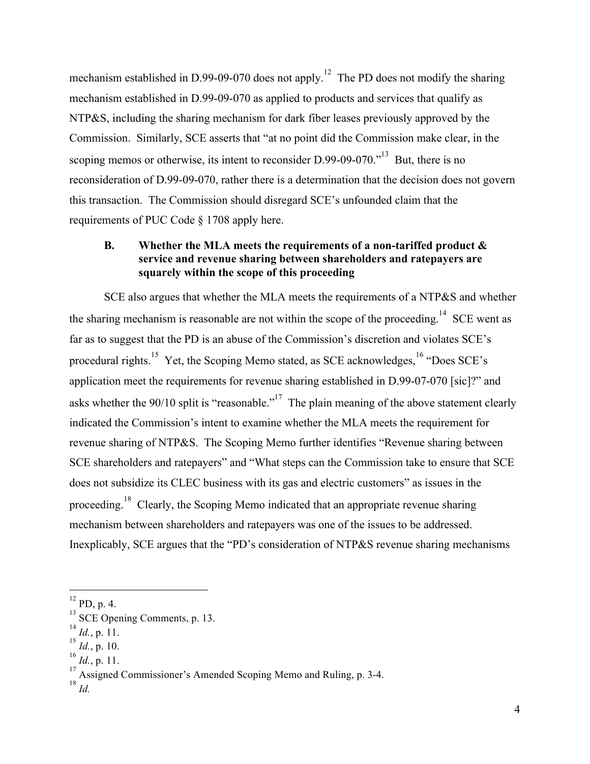mechanism established in D.99-09-070 does not apply.[12] The PD does not modify the sharing mechanism established in D.99-09-070 as applied to products and services that qualify as NTP&S, including the sharing mechanism for dark fiber leases previously approved by the Commission. Similarly, SCE asserts that "at no point did the Commission make clear, in the scoping memos or otherwise, its intent to reconsider D.99-09-070."[13] But, there is no reconsideration of D.99-09-070, rather there is a determination that the decision does not govern this transaction. The Commission should disregard SCE's unfounded claim that the requirements of PUC Code § 1708 apply here.

### B. Whether the MLA meets the requirements of a non-tariffed product & service and revenue sharing between shareholders and ratepayers are squarely within the scope of this proceeding

SCE also argues that whether the MLA meets the requirements of a NTP&S and whether the sharing mechanism is reasonable are not within the scope of the proceeding.[14] SCE went as far as to suggest that the PD is an abuse of the Commission's discretion and violates SCE's procedural rights.[15] Yet, the Scoping Memo stated, as SCE acknowledges,[16] "Does SCE's application meet the requirements for revenue sharing established in D.99-07-070 [sic]?" and asks whether the 90/10 split is "reasonable."[17] The plain meaning of the above statement clearly indicated the Commission's intent to examine whether the MLA meets the requirement for revenue sharing of NTP&S. The Scoping Memo further identifies "Revenue sharing between SCE shareholders and ratepayers" and "What steps can the Commission take to ensure that SCE does not subsidize its CLEC business with its gas and electric customers" as issues in the proceeding.[18] Clearly, the Scoping Memo indicated that an appropriate revenue sharing mechanism between shareholders and ratepayers was one of the issues to be addressed. Inexplicably, SCE argues that the "PD's consideration of NTP&S revenue sharing mechanisms

---

[12] PD, p. 4.

[13] SCE Opening Comments, p. 13.

[14] *Id.*, p. 11.

[15] *Id.*, p. 10.

[16] *Id.*, p. 11.

[17] Assigned Commissioner's Amended Scoping Memo and Ruling, p. 3-4.

[18] *Id.*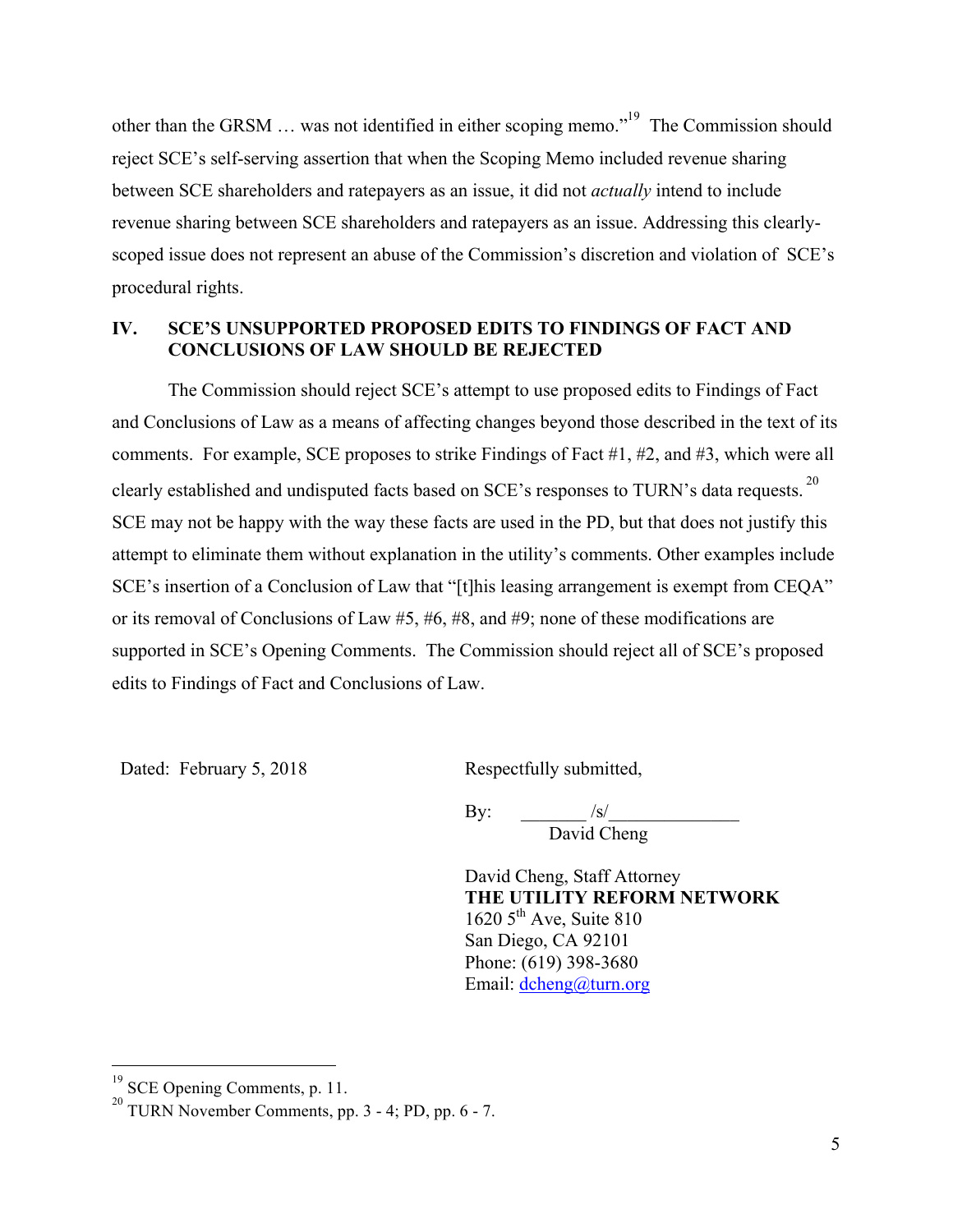other than the GRSM … was not identified in either scoping memo."[19] The Commission should reject SCE's self-serving assertion that when the Scoping Memo included revenue sharing between SCE shareholders and ratepayers as an issue, it did not *actually* intend to include revenue sharing between SCE shareholders and ratepayers as an issue. Addressing this clearly-scoped issue does not represent an abuse of the Commission's discretion and violation of SCE's procedural rights.

## IV. SCE'S UNSUPPORTED PROPOSED EDITS TO FINDINGS OF FACT AND CONCLUSIONS OF LAW SHOULD BE REJECTED

The Commission should reject SCE's attempt to use proposed edits to Findings of Fact and Conclusions of Law as a means of affecting changes beyond those described in the text of its comments. For example, SCE proposes to strike Findings of Fact #1, #2, and #3, which were all clearly established and undisputed facts based on SCE's responses to TURN's data requests.[20] SCE may not be happy with the way these facts are used in the PD, but that does not justify this attempt to eliminate them without explanation in the utility's comments. Other examples include SCE's insertion of a Conclusion of Law that "[t]his leasing arrangement is exempt from CEQA" or its removal of Conclusions of Law #5, #6, #8, and #9; none of these modifications are supported in SCE's Opening Comments. The Commission should reject all of SCE's proposed edits to Findings of Fact and Conclusions of Law.

Dated: February 5, 2018

Respectfully submitted,

By: _______ /s/ _____________
David Cheng

David Cheng, Staff Attorney
**THE UTILITY REFORM NETWORK**
1620 5th Ave, Suite 810
San Diego, CA 92101
Phone: (619) 398-3680
Email: dcheng@turn.org

---

[19] SCE Opening Comments, p. 11.

[20] TURN November Comments, pp. 3 - 4; PD, pp. 6 - 7.